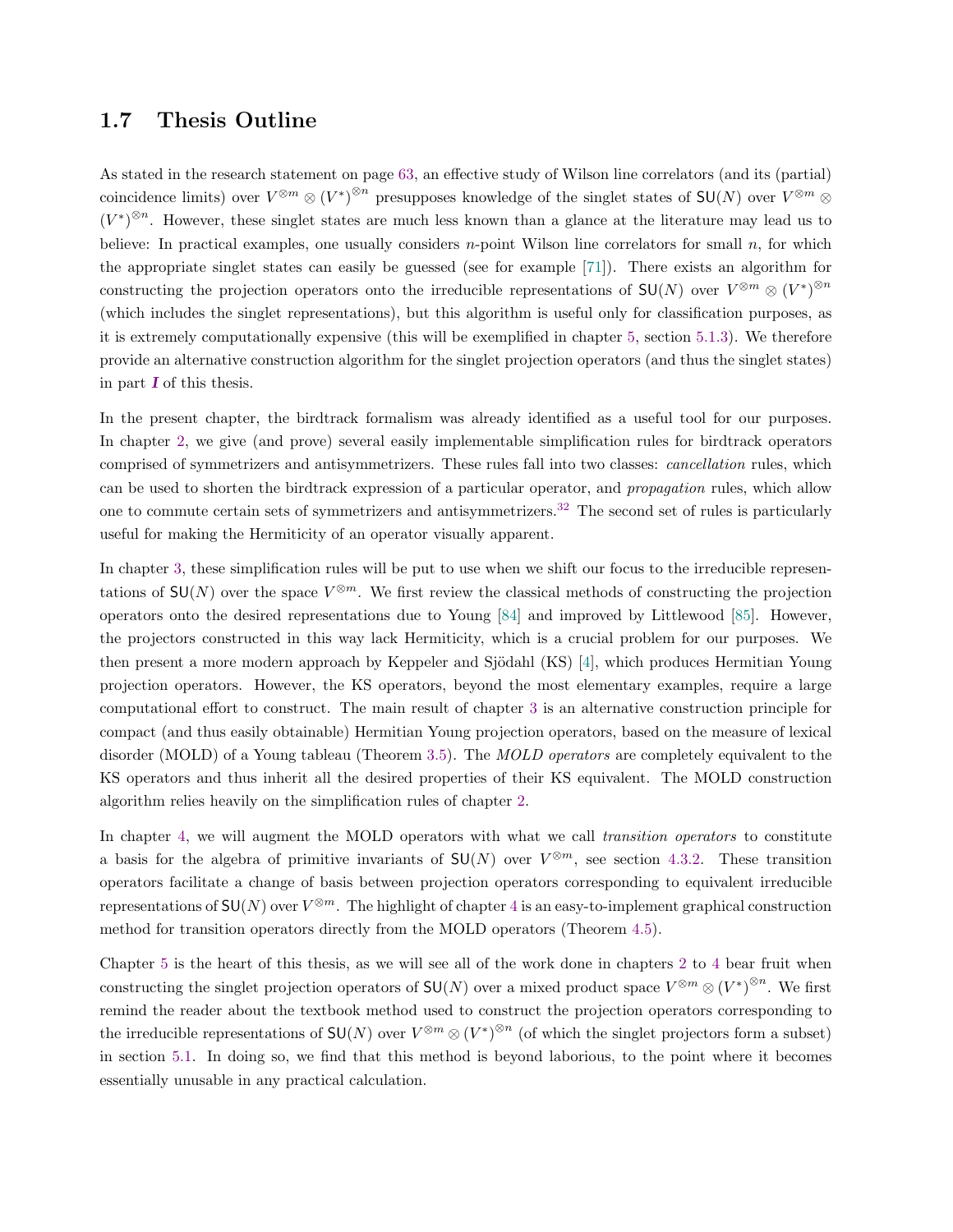## 1.7 Thesis Outline

As stated in the research statement on page 63, an effective study of Wilson line correlators (and its (partial) coincidence limits) over $V^{\otimes m} \otimes (V^*)^{\otimes n}$ presupposes knowledge of the singlet states of $\mathsf{SU}(N)$ over $V^{\otimes m} \otimes (V^*)^{\otimes n}$. However, these singlet states are much less known than a glance at the literature may lead us to believe: In practical examples, one usually considers $n$-point Wilson line correlators for small $n$, for which the appropriate singlet states can easily be guessed (see for example [71]). There exists an algorithm for constructing the projection operators onto the irreducible representations of $\mathsf{SU}(N)$ over $V^{\otimes m} \otimes (V^*)^{\otimes n}$ (which includes the singlet representations), but this algorithm is useful only for classification purposes, as it is extremely computationally expensive (this will be exemplified in chapter 5, section 5.1.3). We therefore provide an alternative construction algorithm for the singlet projection operators (and thus the singlet states) in part ***I*** of this thesis.

In the present chapter, the birdtrack formalism was already identified as a useful tool for our purposes. In chapter 2, we give (and prove) several easily implementable simplification rules for birdtrack operators comprised of symmetrizers and antisymmetrizers. These rules fall into two classes: *cancellation* rules, which can be used to shorten the birdtrack expression of a particular operator, and *propagation* rules, which allow one to commute certain sets of symmetrizers and antisymmetrizers.[32] The second set of rules is particularly useful for making the Hermiticity of an operator visually apparent.

In chapter 3, these simplification rules will be put to use when we shift our focus to the irreducible representations of $\mathsf{SU}(N)$ over the space $V^{\otimes m}$. We first review the classical methods of constructing the projection operators onto the desired representations due to Young [84] and improved by Littlewood [85]. However, the projectors constructed in this way lack Hermiticity, which is a crucial problem for our purposes. We then present a more modern approach by Keppeler and Sjödahl (KS) [4], which produces Hermitian Young projection operators. However, the KS operators, beyond the most elementary examples, require a large computational effort to construct. The main result of chapter 3 is an alternative construction principle for compact (and thus easily obtainable) Hermitian Young projection operators, based on the measure of lexical disorder (MOLD) of a Young tableau (Theorem 3.5). The *MOLD operators* are completely equivalent to the KS operators and thus inherit all the desired properties of their KS equivalent. The MOLD construction algorithm relies heavily on the simplification rules of chapter 2.

In chapter 4, we will augment the MOLD operators with what we call *transition operators* to constitute a basis for the algebra of primitive invariants of $\mathsf{SU}(N)$ over $V^{\otimes m}$, see section 4.3.2. These transition operators facilitate a change of basis between projection operators corresponding to equivalent irreducible representations of $\mathsf{SU}(N)$ over $V^{\otimes m}$. The highlight of chapter 4 is an easy-to-implement graphical construction method for transition operators directly from the MOLD operators (Theorem 4.5).

Chapter 5 is the heart of this thesis, as we will see all of the work done in chapters 2 to 4 bear fruit when constructing the singlet projection operators of $\mathsf{SU}(N)$ over a mixed product space $V^{\otimes m} \otimes (V^*)^{\otimes n}$. We first remind the reader about the textbook method used to construct the projection operators corresponding to the irreducible representations of $\mathsf{SU}(N)$ over $V^{\otimes m} \otimes (V^*)^{\otimes n}$ (of which the singlet projectors form a subset) in section 5.1. In doing so, we find that this method is beyond laborious, to the point where it becomes essentially unusable in any practical calculation.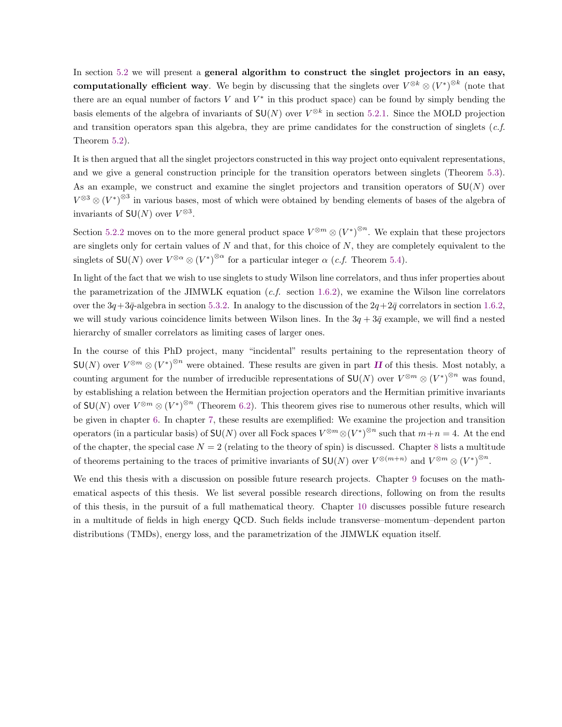In section 5.2 we will present a **general algorithm to construct the singlet projectors in an easy, computationally efficient way**. We begin by discussing that the singlets over $V^{\otimes k} \otimes (V^*)^{\otimes k}$ (note that there are an equal number of factors $V$ and $V^*$ in this product space) can be found by simply bending the basis elements of the algebra of invariants of $\mathsf{SU}(N)$ over $V^{\otimes k}$ in section 5.2.1. Since the MOLD projection and transition operators span this algebra, they are prime candidates for the construction of singlets (*c.f.* Theorem 5.2).

It is then argued that all the singlet projectors constructed in this way project onto equivalent representations, and we give a general construction principle for the transition operators between singlets (Theorem 5.3). As an example, we construct and examine the singlet projectors and transition operators of $\mathsf{SU}(N)$ over $V^{\otimes 3} \otimes (V^*)^{\otimes 3}$ in various bases, most of which were obtained by bending elements of bases of the algebra of invariants of $\mathsf{SU}(N)$ over $V^{\otimes 3}$.

Section 5.2.2 moves on to the more general product space $V^{\otimes m} \otimes (V^*)^{\otimes n}$. We explain that these projectors are singlets only for certain values of $N$ and that, for this choice of $N$, they are completely equivalent to the singlets of $\mathsf{SU}(N)$ over $V^{\otimes \alpha} \otimes (V^*)^{\otimes \alpha}$ for a particular integer $\alpha$ (*c.f.* Theorem 5.4).

In light of the fact that we wish to use singlets to study Wilson line correlators, and thus infer properties about the parametrization of the JIMWLK equation (*c.f.* section 1.6.2), we examine the Wilson line correlators over the $3q+3\bar{q}$-algebra in section 5.3.2. In analogy to the discussion of the $2q+2\bar{q}$ correlators in section 1.6.2, we will study various coincidence limits between Wilson lines. In the $3q+3\bar{q}$ example, we will find a nested hierarchy of smaller correlators as limiting cases of larger ones.

In the course of this PhD project, many "incidental" results pertaining to the representation theory of $\mathsf{SU}(N)$ over $V^{\otimes m} \otimes (V^*)^{\otimes n}$ were obtained. These results are given in part ***II*** of this thesis. Most notably, a counting argument for the number of irreducible representations of $\mathsf{SU}(N)$ over $V^{\otimes m} \otimes (V^*)^{\otimes n}$ was found, by establishing a relation between the Hermitian projection operators and the Hermitian primitive invariants of $\mathsf{SU}(N)$ over $V^{\otimes m} \otimes (V^*)^{\otimes n}$ (Theorem 6.2). This theorem gives rise to numerous other results, which will be given in chapter 6. In chapter 7, these results are exemplified: We examine the projection and transition operators (in a particular basis) of $\mathsf{SU}(N)$ over all Fock spaces $V^{\otimes m} \otimes (V^*)^{\otimes n}$ such that $m+n=4$. At the end of the chapter, the special case $N=2$ (relating to the theory of spin) is discussed. Chapter 8 lists a multitude of theorems pertaining to the traces of primitive invariants of $\mathsf{SU}(N)$ over $V^{\otimes (m+n)}$ and $V^{\otimes m} \otimes (V^*)^{\otimes n}$.

We end this thesis with a discussion on possible future research projects. Chapter 9 focuses on the mathematical aspects of this thesis. We list several possible research directions, following on from the results of this thesis, in the pursuit of a full mathematical theory. Chapter 10 discusses possible future research in a multitude of fields in high energy QCD. Such fields include transverse–momentum–dependent parton distributions (TMDs), energy loss, and the parametrization of the JIMWLK equation itself.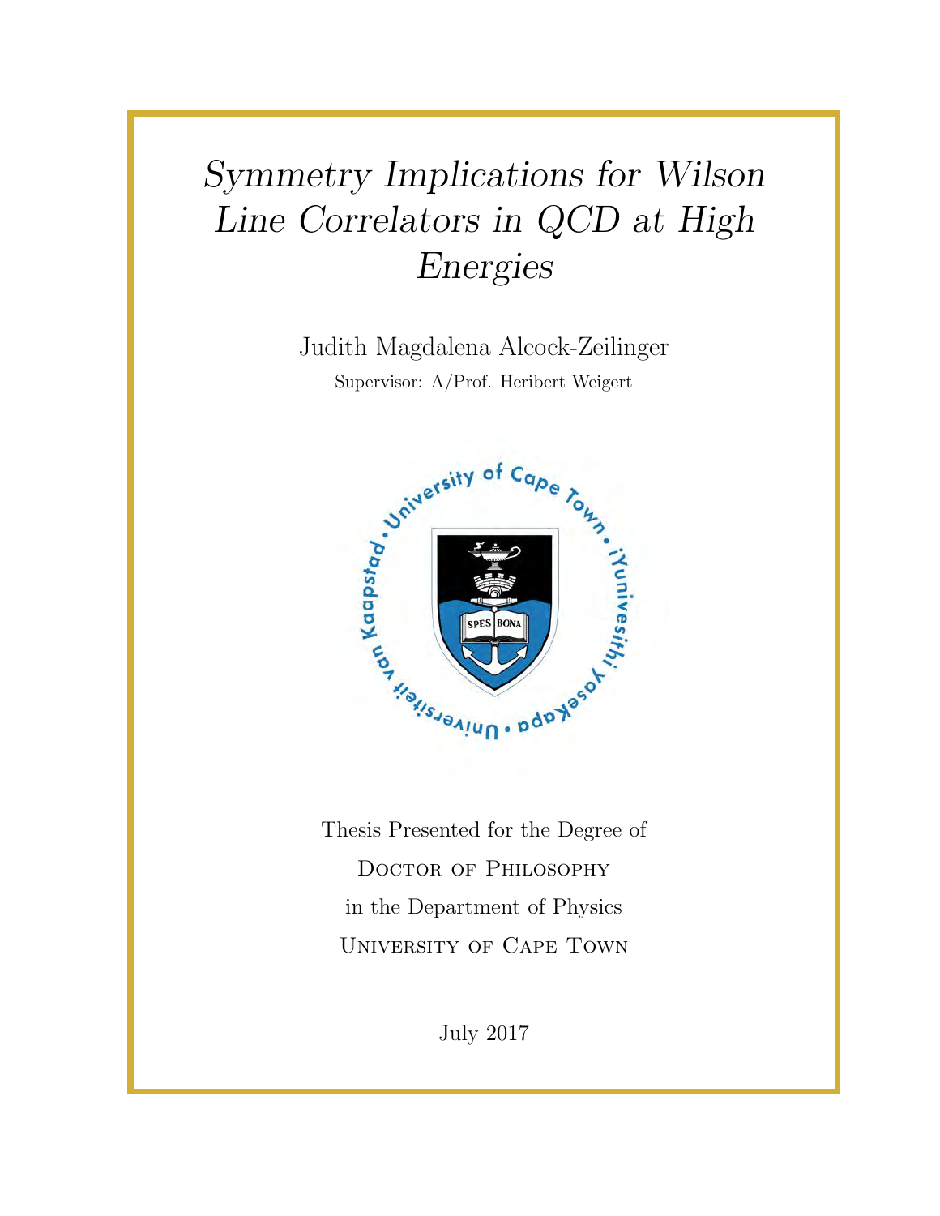# *Symmetry Implications for Wilson Line Correlators in QCD at High Energies*

Judith Magdalena Alcock-Zeilinger

Supervisor: A/Prof. Heribert Weigert

Thesis Presented for the Degree of

Doctor of Philosophy

in the Department of Physics

University of Cape Town

July 2017